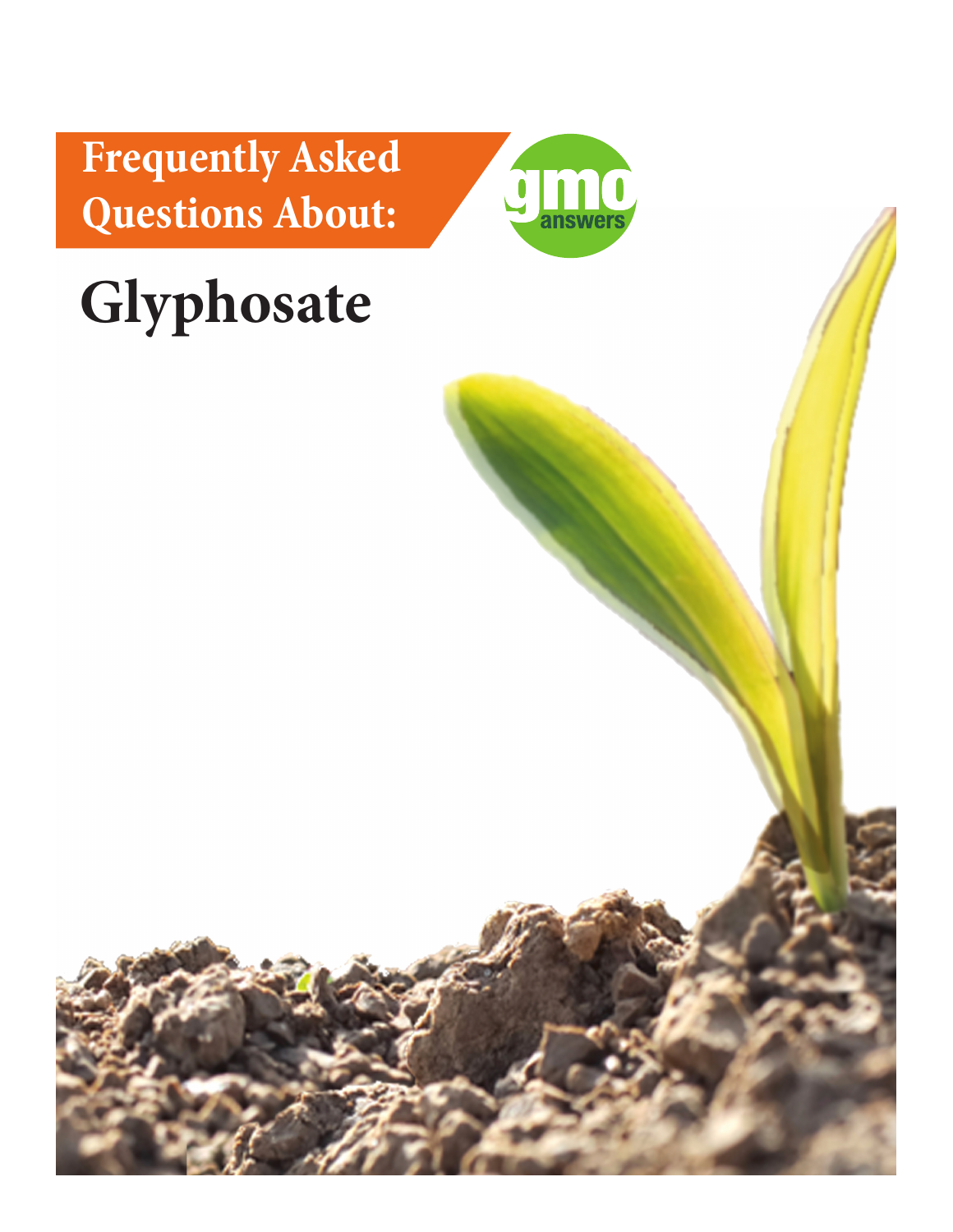# Frequently Asked Questions About:

gmo answers

# Glyphosate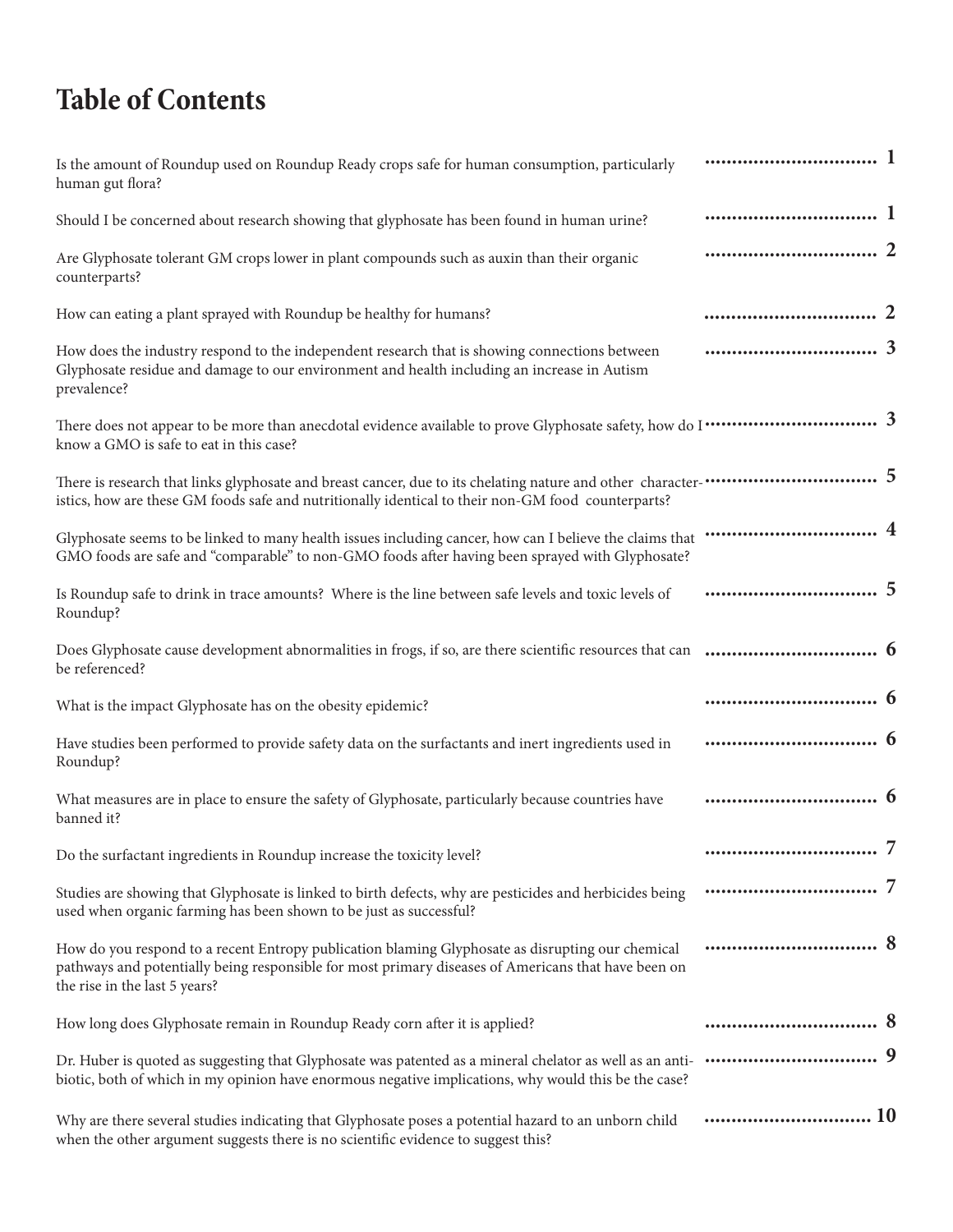# Table of Contents

| | |
|---|---|
| Is the amount of Roundup used on Roundup Ready crops safe for human consumption, particularly human gut flora? | 1 |
| Should I be concerned about research showing that glyphosate has been found in human urine? | 1 |
| Are Glyphosate tolerant GM crops lower in plant compounds such as auxin than their organic counterparts? | 2 |
| How can eating a plant sprayed with Roundup be healthy for humans? | 2 |
| How does the industry respond to the independent research that is showing connections between Glyphosate residue and damage to our environment and health including an increase in Autism prevalence? | 3 |
| There does not appear to be more than anecdotal evidence available to prove Glyphosate safety, how do I know a GMO is safe to eat in this case? | 3 |
| There is research that links glyphosate and breast cancer, due to its chelating nature and other characteristics, how are these GM foods safe and nutritionally identical to their non-GM food counterparts? | 5 |
| Glyphosate seems to be linked to many health issues including cancer, how can I believe the claims that GMO foods are safe and "comparable" to non-GMO foods after having been sprayed with Glyphosate? | 4 |
| Is Roundup safe to drink in trace amounts? Where is the line between safe levels and toxic levels of Roundup? | 5 |
| Does Glyphosate cause development abnormalities in frogs, if so, are there scientific resources that can be referenced? | 6 |
| What is the impact Glyphosate has on the obesity epidemic? | 6 |
| Have studies been performed to provide safety data on the surfactants and inert ingredients used in Roundup? | 6 |
| What measures are in place to ensure the safety of Glyphosate, particularly because countries have banned it? | 6 |
| Do the surfactant ingredients in Roundup increase the toxicity level? | 7 |
| Studies are showing that Glyphosate is linked to birth defects, why are pesticides and herbicides being used when organic farming has been shown to be just as successful? | 7 |
| How do you respond to a recent Entropy publication blaming Glyphosate as disrupting our chemical pathways and potentially being responsible for most primary diseases of Americans that have been on the rise in the last 5 years? | 8 |
| How long does Glyphosate remain in Roundup Ready corn after it is applied? | 8 |
| Dr. Huber is quoted as suggesting that Glyphosate was patented as a mineral chelator as well as an antibiotic, both of which in my opinion have enormous negative implications, why would this be the case? | 9 |
| Why are there several studies indicating that Glyphosate poses a potential hazard to an unborn child when the other argument suggests there is no scientific evidence to suggest this? | 10 |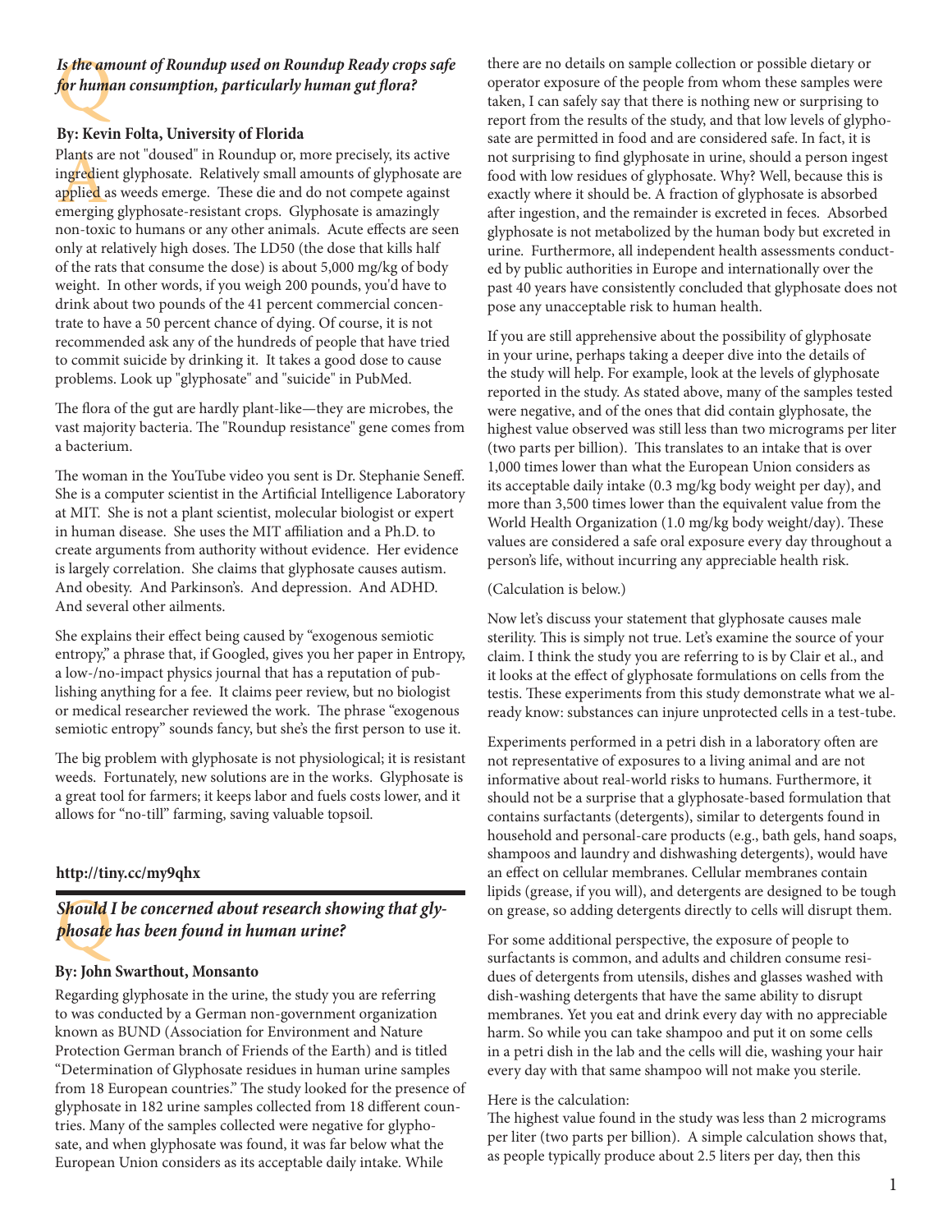### *Is the amount of Roundup used on Roundup Ready crops safe for human consumption, particularly human gut flora?*

**By: Kevin Folta, University of Florida**

Plants are not "doused" in Roundup or, more precisely, its active ingredient glyphosate. Relatively small amounts of glyphosate are applied as weeds emerge. These die and do not compete against emerging glyphosate-resistant crops. Glyphosate is amazingly non-toxic to humans or any other animals. Acute effects are seen only at relatively high doses. The LD50 (the dose that kills half of the rats that consume the dose) is about 5,000 mg/kg of body weight. In other words, if you weigh 200 pounds, you'd have to drink about two pounds of the 41 percent commercial concentrate to have a 50 percent chance of dying. Of course, it is not recommended ask any of the hundreds of people that have tried to commit suicide by drinking it. It takes a good dose to cause problems. Look up "glyphosate" and "suicide" in PubMed.

The flora of the gut are hardly plant-like—they are microbes, the vast majority bacteria. The "Roundup resistance" gene comes from a bacterium.

The woman in the YouTube video you sent is Dr. Stephanie Seneff. She is a computer scientist in the Artificial Intelligence Laboratory at MIT. She is not a plant scientist, molecular biologist or expert in human disease. She uses the MIT affiliation and a Ph.D. to create arguments from authority without evidence. Her evidence is largely correlation. She claims that glyphosate causes autism. And obesity. And Parkinson's. And depression. And ADHD. And several other ailments.

She explains their effect being caused by "exogenous semiotic entropy," a phrase that, if Googled, gives you her paper in Entropy, a low-/no-impact physics journal that has a reputation of publishing anything for a fee. It claims peer review, but no biologist or medical researcher reviewed the work. The phrase "exogenous semiotic entropy" sounds fancy, but she's the first person to use it.

The big problem with glyphosate is not physiological; it is resistant weeds. Fortunately, new solutions are in the works. Glyphosate is a great tool for farmers; it keeps labor and fuels costs lower, and it allows for "no-till" farming, saving valuable topsoil.

**http://tiny.cc/my9qhx**

### *Should I be concerned about research showing that glyphosate has been found in human urine?*

**By: John Swarthout, Monsanto**

Regarding glyphosate in the urine, the study you are referring to was conducted by a German non-government organization known as BUND (Association for Environment and Nature Protection German branch of Friends of the Earth) and is titled "Determination of Glyphosate residues in human urine samples from 18 European countries." The study looked for the presence of glyphosate in 182 urine samples collected from 18 different countries. Many of the samples collected were negative for glyphosate, and when glyphosate was found, it was far below what the European Union considers as its acceptable daily intake. While there are no details on sample collection or possible dietary or operator exposure of the people from whom these samples were taken, I can safely say that there is nothing new or surprising to report from the results of the study, and that low levels of glyphosate are permitted in food and are considered safe. In fact, it is not surprising to find glyphosate in urine, should a person ingest food with low residues of glyphosate. Why? Well, because this is exactly where it should be. A fraction of glyphosate is absorbed after ingestion, and the remainder is excreted in feces. Absorbed glyphosate is not metabolized by the human body but excreted in urine. Furthermore, all independent health assessments conducted by public authorities in Europe and internationally over the past 40 years have consistently concluded that glyphosate does not pose any unacceptable risk to human health.

If you are still apprehensive about the possibility of glyphosate in your urine, perhaps taking a deeper dive into the details of the study will help. For example, look at the levels of glyphosate reported in the study. As stated above, many of the samples tested were negative, and of the ones that did contain glyphosate, the highest value observed was still less than two micrograms per liter (two parts per billion). This translates to an intake that is over 1,000 times lower than what the European Union considers as its acceptable daily intake (0.3 mg/kg body weight per day), and more than 3,500 times lower than the equivalent value from the World Health Organization (1.0 mg/kg body weight/day). These values are considered a safe oral exposure every day throughout a person's life, without incurring any appreciable health risk.

(Calculation is below.)

Now let's discuss your statement that glyphosate causes male sterility. This is simply not true. Let's examine the source of your claim. I think the study you are referring to is by Clair et al., and it looks at the effect of glyphosate formulations on cells from the testis. These experiments from this study demonstrate what we already know: substances can injure unprotected cells in a test-tube.

Experiments performed in a petri dish in a laboratory often are not representative of exposures to a living animal and are not informative about real-world risks to humans. Furthermore, it should not be a surprise that a glyphosate-based formulation that contains surfactants (detergents), similar to detergents found in household and personal-care products (e.g., bath gels, hand soaps, shampoos and laundry and dishwashing detergents), would have an effect on cellular membranes. Cellular membranes contain lipids (grease, if you will), and detergents are designed to be tough on grease, so adding detergents directly to cells will disrupt them.

For some additional perspective, the exposure of people to surfactants is common, and adults and children consume residues of detergents from utensils, dishes and glasses washed with dish-washing detergents that have the same ability to disrupt membranes. Yet you eat and drink every day with no appreciable harm. So while you can take shampoo and put it on some cells in a petri dish in the lab and the cells will die, washing your hair every day with that same shampoo will not make you sterile.

Here is the calculation:
The highest value found in the study was less than 2 micrograms per liter (two parts per billion). A simple calculation shows that, as people typically produce about 2.5 liters per day, then this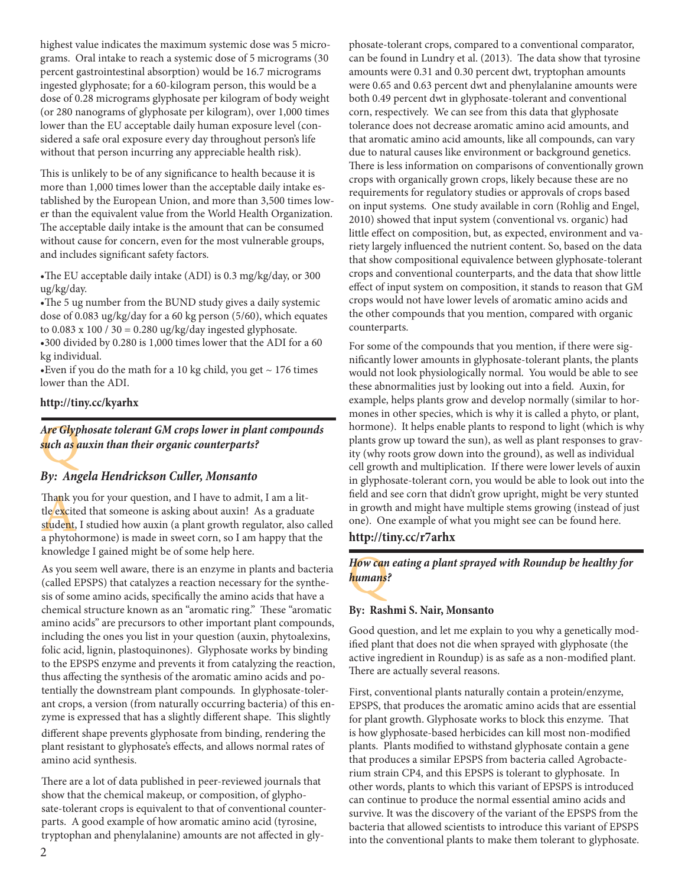highest value indicates the maximum systemic dose was 5 micrograms. Oral intake to reach a systemic dose of 5 micrograms (30 percent gastrointestinal absorption) would be 16.7 micrograms ingested glyphosate; for a 60-kilogram person, this would be a dose of 0.28 micrograms glyphosate per kilogram of body weight (or 280 nanograms of glyphosate per kilogram), over 1,000 times lower than the EU acceptable daily human exposure level (considered a safe oral exposure every day throughout person's life without that person incurring any appreciable health risk).

This is unlikely to be of any significance to health because it is more than 1,000 times lower than the acceptable daily intake established by the European Union, and more than 3,500 times lower than the equivalent value from the World Health Organization. The acceptable daily intake is the amount that can be consumed without cause for concern, even for the most vulnerable groups, and includes significant safety factors.

- The EU acceptable daily intake (ADI) is 0.3 mg/kg/day, or 300 ug/kg/day.
- The 5 ug number from the BUND study gives a daily systemic dose of 0.083 ug/kg/day for a 60 kg person (5/60), which equates to 0.083 x 100 / 30 = 0.280 ug/kg/day ingested glyphosate.
- 300 divided by 0.280 is 1,000 times lower that the ADI for a 60 kg individual.
- Even if you do the math for a 10 kg child, you get ~ 176 times lower than the ADI.

**http://tiny.cc/kyarhx**

### *Q: Are Glyphosate tolerant GM crops lower in plant compounds such as auxin than their organic counterparts?*

### *By: Angela Hendrickson Culler, Monsanto*

A: Thank you for your question, and I have to admit, I am a little excited that someone is asking about auxin! As a graduate student, I studied how auxin (a plant growth regulator, also called a phytohormone) is made in sweet corn, so I am happy that the knowledge I gained might be of some help here.

As you seem well aware, there is an enzyme in plants and bacteria (called EPSPS) that catalyzes a reaction necessary for the synthesis of some amino acids, specifically the amino acids that have a chemical structure known as an "aromatic ring." These "aromatic amino acids" are precursors to other important plant compounds, including the ones you list in your question (auxin, phytoalexins, folic acid, lignin, plastoquinones). Glyphosate works by binding to the EPSPS enzyme and prevents it from catalyzing the reaction, thus affecting the synthesis of the aromatic amino acids and potentially the downstream plant compounds. In glyphosate-tolerant crops, a version (from naturally occurring bacteria) of this enzyme is expressed that has a slightly different shape. This slightly different shape prevents glyphosate from binding, rendering the plant resistant to glyphosate's effects, and allows normal rates of amino acid synthesis.

There are a lot of data published in peer-reviewed journals that show that the chemical makeup, or composition, of glyphosate-tolerant crops is equivalent to that of conventional counterparts. A good example of how aromatic amino acid (tyrosine, tryptophan and phenylalanine) amounts are not affected in glyphosate-tolerant crops, compared to a conventional comparator, can be found in Lundry et al. (2013). The data show that tyrosine amounts were 0.31 and 0.30 percent dwt, tryptophan amounts were 0.65 and 0.63 percent dwt and phenylalanine amounts were both 0.49 percent dwt in glyphosate-tolerant and conventional corn, respectively. We can see from this data that glyphosate tolerance does not decrease aromatic amino acid amounts, and that aromatic amino acid amounts, like all compounds, can vary due to natural causes like environment or background genetics. There is less information on comparisons of conventionally grown crops with organically grown crops, likely because these are no requirements for regulatory studies or approvals of crops based on input systems. One study available in corn (Rohlig and Engel, 2010) showed that input system (conventional vs. organic) had little effect on composition, but, as expected, environment and variety largely influenced the nutrient content. So, based on the data that show compositional equivalence between glyphosate-tolerant crops and conventional counterparts, and the data that show little effect of input system on composition, it stands to reason that GM crops would not have lower levels of aromatic amino acids and the other compounds that you mention, compared with organic counterparts.

For some of the compounds that you mention, if there were significantly lower amounts in glyphosate-tolerant plants, the plants would not look physiologically normal. You would be able to see these abnormalities just by looking out into a field. Auxin, for example, helps plants grow and develop normally (similar to hormones in other species, which is why it is called a phyto, or plant, hormone). It helps enable plants to respond to light (which is why plants grow up toward the sun), as well as plant responses to gravity (why roots grow down into the ground), as well as individual cell growth and multiplication. If there were lower levels of auxin in glyphosate-tolerant corn, you would be able to look out into the field and see corn that didn't grow upright, might be very stunted in growth and might have multiple stems growing (instead of just one). One example of what you might see can be found here.

**http://tiny.cc/r7arhx**

### *Q: How can eating a plant sprayed with Roundup be healthy for humans?*

**By: Rashmi S. Nair, Monsanto**

Good question, and let me explain to you why a genetically modified plant that does not die when sprayed with glyphosate (the active ingredient in Roundup) is as safe as a non-modified plant. There are actually several reasons.

First, conventional plants naturally contain a protein/enzyme, EPSPS, that produces the aromatic amino acids that are essential for plant growth. Glyphosate works to block this enzyme. That is how glyphosate-based herbicides can kill most non-modified plants. Plants modified to withstand glyphosate contain a gene that produces a similar EPSPS from bacteria called Agrobacterium strain CP4, and this EPSPS is tolerant to glyphosate. In other words, plants to which this variant of EPSPS is introduced can continue to produce the normal essential amino acids and survive. It was the discovery of the variant of the EPSPS from the bacteria that allowed scientists to introduce this variant of EPSPS into the conventional plants to make them tolerant to glyphosate.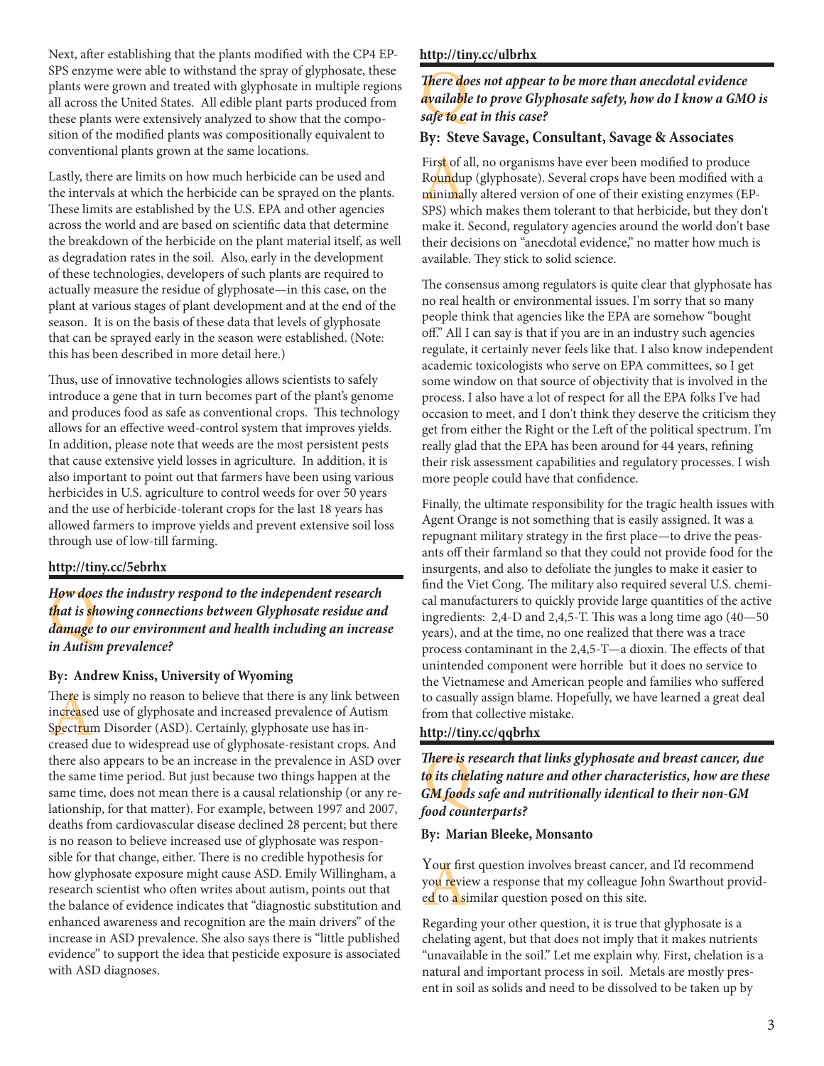Next, after establishing that the plants modified with the CP4 EPSPS enzyme were able to withstand the spray of glyphosate, these plants were grown and treated with glyphosate in multiple regions all across the United States. All edible plant parts produced from these plants were extensively analyzed to show that the composition of the modified plants was compositionally equivalent to conventional plants grown at the same locations.

Lastly, there are limits on how much herbicide can be used and the intervals at which the herbicide can be sprayed on the plants. These limits are established by the U.S. EPA and other agencies across the world and are based on scientific data that determine the breakdown of the herbicide on the plant material itself, as well as degradation rates in the soil. Also, early in the development of these technologies, developers of such plants are required to actually measure the residue of glyphosate—in this case, on the plant at various stages of plant development and at the end of the season. It is on the basis of these data that levels of glyphosate that can be sprayed early in the season were established. (Note: this has been described in more detail here.)

Thus, use of innovative technologies allows scientists to safely introduce a gene that in turn becomes part of the plant's genome and produces food as safe as conventional crops. This technology allows for an effective weed-control system that improves yields. In addition, please note that weeds are the most persistent pests that cause extensive yield losses in agriculture. In addition, it is also important to point out that farmers have been using various herbicides in U.S. agriculture to control weeds for over 50 years and the use of herbicide-tolerant crops for the last 18 years has allowed farmers to improve yields and prevent extensive soil loss through use of low-till farming.

**http://tiny.cc/5ebrhx**

***How does the industry respond to the independent research that is showing connections between Glyphosate residue and damage to our environment and health including an increase in Autism prevalence?***

**By: Andrew Kniss, University of Wyoming**

There is simply no reason to believe that there is any link between increased use of glyphosate and increased prevalence of Autism Spectrum Disorder (ASD). Certainly, glyphosate use has increased due to widespread use of glyphosate-resistant crops. And there also appears to be an increase in the prevalence in ASD over the same time period. But just because two things happen at the same time, does not mean there is a causal relationship (or any relationship, for that matter). For example, between 1997 and 2007, deaths from cardiovascular disease declined 28 percent; but there is no reason to believe increased use of glyphosate was responsible for that change, either. There is no credible hypothesis for how glyphosate exposure might cause ASD. Emily Willingham, a research scientist who often writes about autism, points out that the balance of evidence indicates that "diagnostic substitution and enhanced awareness and recognition are the main drivers" of the increase in ASD prevalence. She also says there is "little published evidence" to support the idea that pesticide exposure is associated with ASD diagnoses.

**http://tiny.cc/ulbrhx**

***There does not appear to be more than anecdotal evidence available to prove Glyphosate safety, how do I know a GMO is safe to eat in this case?***

**By: Steve Savage, Consultant, Savage & Associates**

First of all, no organisms have ever been modified to produce Roundup (glyphosate). Several crops have been modified with a minimally altered version of one of their existing enzymes (EPSPS) which makes them tolerant to that herbicide, but they don't make it. Second, regulatory agencies around the world don't base their decisions on "anecdotal evidence," no matter how much is available. They stick to solid science.

The consensus among regulators is quite clear that glyphosate has no real health or environmental issues. I'm sorry that so many people think that agencies like the EPA are somehow "bought off." All I can say is that if you are in an industry such agencies regulate, it certainly never feels like that. I also know independent academic toxicologists who serve on EPA committees, so I get some window on that source of objectivity that is involved in the process. I also have a lot of respect for all the EPA folks I've had occasion to meet, and I don't think they deserve the criticism they get from either the Right or the Left of the political spectrum. I'm really glad that the EPA has been around for 44 years, refining their risk assessment capabilities and regulatory processes. I wish more people could have that confidence.

Finally, the ultimate responsibility for the tragic health issues with Agent Orange is not something that is easily assigned. It was a repugnant military strategy in the first place—to drive the peasants off their farmland so that they could not provide food for the insurgents, and also to defoliate the jungles to make it easier to find the Viet Cong. The military also required several U.S. chemical manufacturers to quickly provide large quantities of the active ingredients: 2,4-D and 2,4,5-T. This was a long time ago (40—50 years), and at the time, no one realized that there was a trace process contaminant in the 2,4,5-T—a dioxin. The effects of that unintended component were horrible but it does no service to the Vietnamese and American people and families who suffered to casually assign blame. Hopefully, we have learned a great deal from that collective mistake.

**http://tiny.cc/qqbrhx**

***There is research that links glyphosate and breast cancer, due to its chelating nature and other characteristics, how are these GM foods safe and nutritionally identical to their non-GM food counterparts?***

**By: Marian Bleeke, Monsanto**

Your first question involves breast cancer, and I'd recommend you review a response that my colleague John Swarthout provided to a similar question posed on this site.

Regarding your other question, it is true that glyphosate is a chelating agent, but that does not imply that it makes nutrients "unavailable in the soil." Let me explain why. First, chelation is a natural and important process in soil. Metals are mostly present in soil as solids and need to be dissolved to be taken up by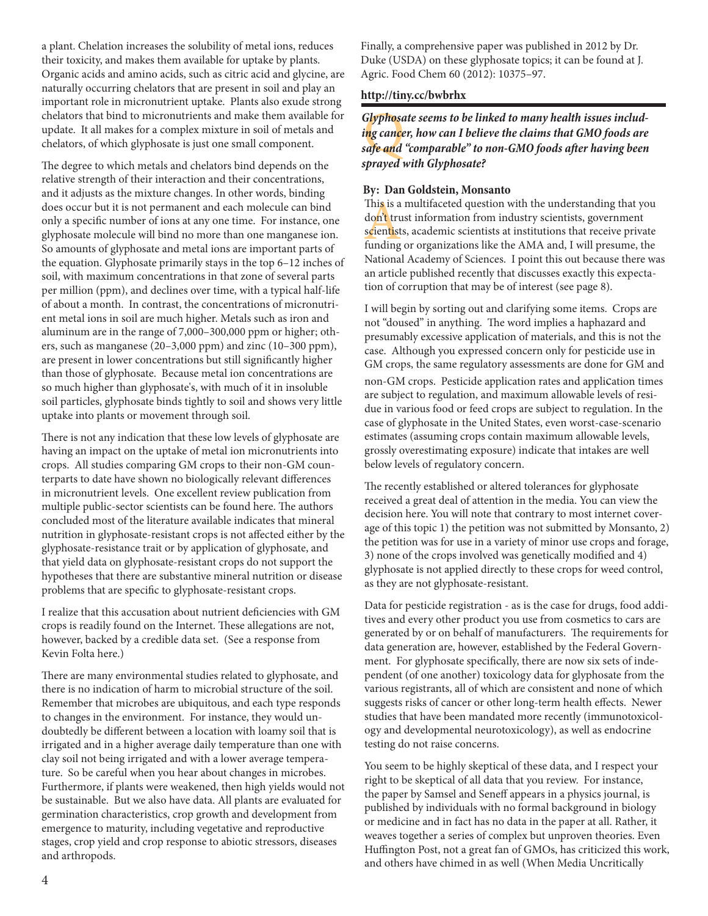a plant. Chelation increases the solubility of metal ions, reduces their toxicity, and makes them available for uptake by plants. Organic acids and amino acids, such as citric acid and glycine, are naturally occurring chelators that are present in soil and play an important role in micronutrient uptake. Plants also exude strong chelators that bind to micronutrients and make them available for update. It all makes for a complex mixture in soil of metals and chelators, of which glyphosate is just one small component.

The degree to which metals and chelators bind depends on the relative strength of their interaction and their concentrations, and it adjusts as the mixture changes. In other words, binding does occur but it is not permanent and each molecule can bind only a specific number of ions at any one time. For instance, one glyphosate molecule will bind no more than one manganese ion. So amounts of glyphosate and metal ions are important parts of the equation. Glyphosate primarily stays in the top 6–12 inches of soil, with maximum concentrations in that zone of several parts per million (ppm), and declines over time, with a typical half-life of about a month. In contrast, the concentrations of micronutrient metal ions in soil are much higher. Metals such as iron and aluminum are in the range of 7,000–300,000 ppm or higher; others, such as manganese (20–3,000 ppm) and zinc (10–300 ppm), are present in lower concentrations but still significantly higher than those of glyphosate. Because metal ion concentrations are so much higher than glyphosate's, with much of it in insoluble soil particles, glyphosate binds tightly to soil and shows very little uptake into plants or movement through soil.

There is not any indication that these low levels of glyphosate are having an impact on the uptake of metal ion micronutrients into crops. All studies comparing GM crops to their non-GM counterparts to date have shown no biologically relevant differences in micronutrient levels. One excellent review publication from multiple public-sector scientists can be found here. The authors concluded most of the literature available indicates that mineral nutrition in glyphosate-resistant crops is not affected either by the glyphosate-resistance trait or by application of glyphosate, and that yield data on glyphosate-resistant crops do not support the hypotheses that there are substantive mineral nutrition or disease problems that are specific to glyphosate-resistant crops.

I realize that this accusation about nutrient deficiencies with GM crops is readily found on the Internet. These allegations are not, however, backed by a credible data set. (See a response from Kevin Folta here.)

There are many environmental studies related to glyphosate, and there is no indication of harm to microbial structure of the soil. Remember that microbes are ubiquitous, and each type responds to changes in the environment. For instance, they would undoubtedly be different between a location with loamy soil that is irrigated and in a higher average daily temperature than one with clay soil not being irrigated and with a lower average temperature. So be careful when you hear about changes in microbes. Furthermore, if plants were weakened, then high yields would not be sustainable. But we also have data. All plants are evaluated for germination characteristics, crop growth and development from emergence to maturity, including vegetative and reproductive stages, crop yield and crop response to abiotic stressors, diseases and arthropods.

Finally, a comprehensive paper was published in 2012 by Dr. Duke (USDA) on these glyphosate topics; it can be found at J. Agric. Food Chem 60 (2012): 10375–97.

**http://tiny.cc/bwbrhx**

---

**Q:** ***Glyphosate seems to be linked to many health issues including cancer, how can I believe the claims that GMO foods are safe and "comparable" to non-GMO foods after having been sprayed with Glyphosate?***

**By: Dan Goldstein, Monsanto**

**A:** This is a multifaceted question with the understanding that you don't trust information from industry scientists, government scientists, academic scientists at institutions that receive private funding or organizations like the AMA and, I will presume, the National Academy of Sciences. I point this out because there was an article published recently that discusses exactly this expectation of corruption that may be of interest (see page 8).

I will begin by sorting out and clarifying some items. Crops are not "doused" in anything. The word implies a haphazard and presumably excessive application of materials, and this is not the case. Although you expressed concern only for pesticide use in GM crops, the same regulatory assessments are done for GM and non-GM crops. Pesticide application rates and application times are subject to regulation, and maximum allowable levels of residue in various food or feed crops are subject to regulation. In the case of glyphosate in the United States, even worst-case-scenario estimates (assuming crops contain maximum allowable levels, grossly overestimating exposure) indicate that intakes are well below levels of regulatory concern.

The recently established or altered tolerances for glyphosate received a great deal of attention in the media. You can view the decision here. You will note that contrary to most internet coverage of this topic 1) the petition was not submitted by Monsanto, 2) the petition was for use in a variety of minor use crops and forage, 3) none of the crops involved was genetically modified and 4) glyphosate is not applied directly to these crops for weed control, as they are not glyphosate-resistant.

Data for pesticide registration - as is the case for drugs, food additives and every other product you use from cosmetics to cars are generated by or on behalf of manufacturers. The requirements for data generation are, however, established by the Federal Government. For glyphosate specifically, there are now six sets of independent (of one another) toxicology data for glyphosate from the various registrants, all of which are consistent and none of which suggests risks of cancer or other long-term health effects. Newer studies that have been mandated more recently (immunotoxicology and developmental neurotoxicology), as well as endocrine testing do not raise concerns.

You seem to be highly skeptical of these data, and I respect your right to be skeptical of all data that you review. For instance, the paper by Samsel and Seneff appears in a physics journal, is published by individuals with no formal background in biology or medicine and in fact has no data in the paper at all. Rather, it weaves together a series of complex but unproven theories. Even Huffington Post, not a great fan of GMOs, has criticized this work, and others have chimed in as well (When Media Uncritically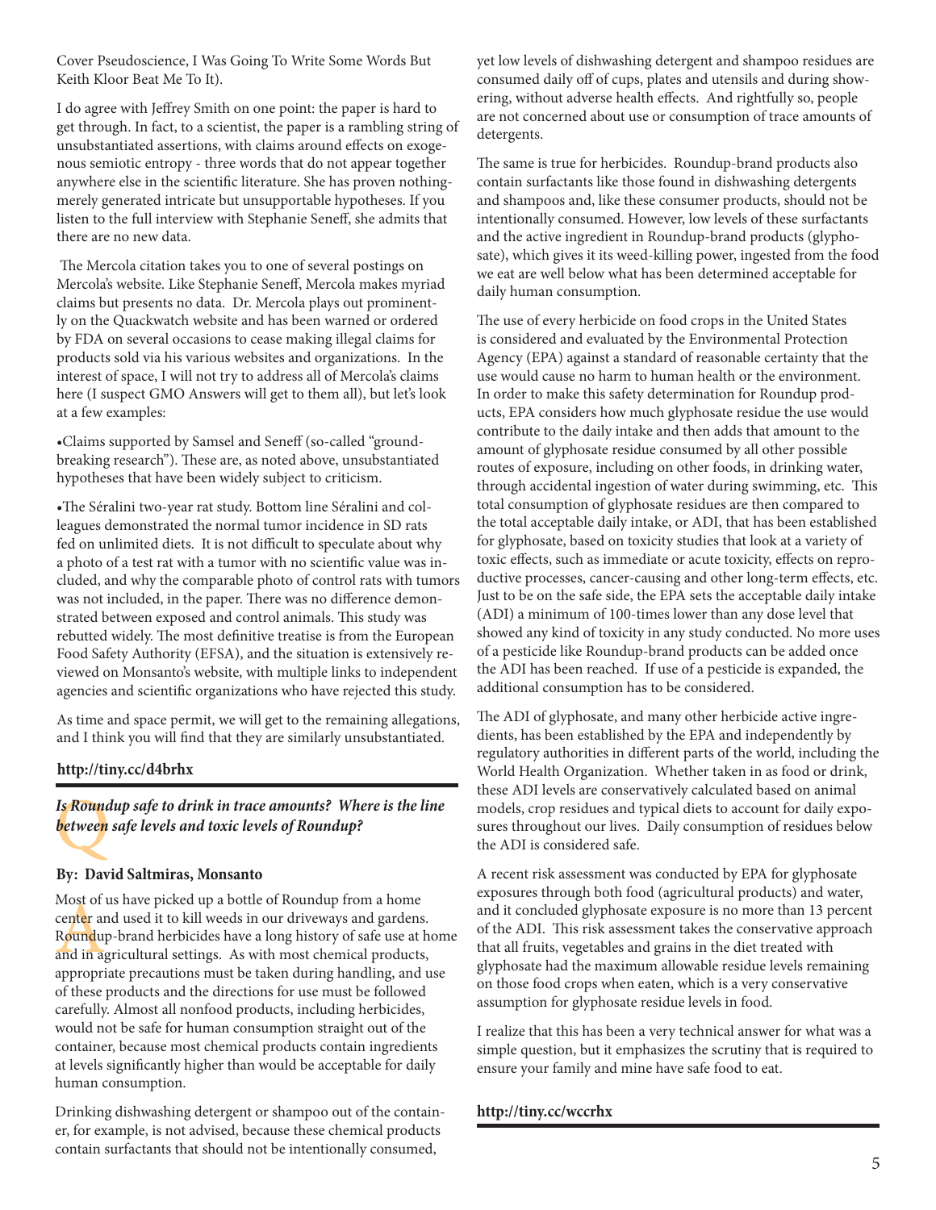Cover Pseudoscience, I Was Going To Write Some Words But Keith Kloor Beat Me To It).

I do agree with Jeffrey Smith on one point: the paper is hard to get through. In fact, to a scientist, the paper is a rambling string of unsubstantiated assertions, with claims around effects on exogenous semiotic entropy - three words that do not appear together anywhere else in the scientific literature. She has proven nothing- merely generated intricate but unsupportable hypotheses. If you listen to the full interview with Stephanie Seneff, she admits that there are no new data.

The Mercola citation takes you to one of several postings on Mercola's website. Like Stephanie Seneff, Mercola makes myriad claims but presents no data. Dr. Mercola plays out prominently on the Quackwatch website and has been warned or ordered by FDA on several occasions to cease making illegal claims for products sold via his various websites and organizations. In the interest of space, I will not try to address all of Mercola's claims here (I suspect GMO Answers will get to them all), but let's look at a few examples:

- Claims supported by Samsel and Seneff (so-called "groundbreaking research"). These are, as noted above, unsubstantiated hypotheses that have been widely subject to criticism.
- The Séralini two-year rat study. Bottom line Séralini and colleagues demonstrated the normal tumor incidence in SD rats fed on unlimited diets. It is not difficult to speculate about why a photo of a test rat with a tumor with no scientific value was included, and why the comparable photo of control rats with tumors was not included, in the paper. There was no difference demonstrated between exposed and control animals. This study was rebutted widely. The most definitive treatise is from the European Food Safety Authority (EFSA), and the situation is extensively reviewed on Monsanto's website, with multiple links to independent agencies and scientific organizations who have rejected this study.

As time and space permit, we will get to the remaining allegations, and I think you will find that they are similarly unsubstantiated.

**http://tiny.cc/d4brhx**

## Q *Is Roundup safe to drink in trace amounts? Where is the line between safe levels and toxic levels of Roundup?*

**By: David Saltmiras, Monsanto**

A Most of us have picked up a bottle of Roundup from a home center and used it to kill weeds in our driveways and gardens. Roundup-brand herbicides have a long history of safe use at home and in agricultural settings. As with most chemical products, appropriate precautions must be taken during handling, and use of these products and the directions for use must be followed carefully. Almost all nonfood products, including herbicides, would not be safe for human consumption straight out of the container, because most chemical products contain ingredients at levels significantly higher than would be acceptable for daily human consumption.

Drinking dishwashing detergent or shampoo out of the container, for example, is not advised, because these chemical products contain surfactants that should not be intentionally consumed, yet low levels of dishwashing detergent and shampoo residues are consumed daily off of cups, plates and utensils and during showering, without adverse health effects. And rightfully so, people are not concerned about use or consumption of trace amounts of detergents.

The same is true for herbicides. Roundup-brand products also contain surfactants like those found in dishwashing detergents and shampoos and, like these consumer products, should not be intentionally consumed. However, low levels of these surfactants and the active ingredient in Roundup-brand products (glyphosate), which gives it its weed-killing power, ingested from the food we eat are well below what has been determined acceptable for daily human consumption.

The use of every herbicide on food crops in the United States is considered and evaluated by the Environmental Protection Agency (EPA) against a standard of reasonable certainty that the use would cause no harm to human health or the environment. In order to make this safety determination for Roundup products, EPA considers how much glyphosate residue the use would contribute to the daily intake and then adds that amount to the amount of glyphosate residue consumed by all other possible routes of exposure, including on other foods, in drinking water, through accidental ingestion of water during swimming, etc. This total consumption of glyphosate residues are then compared to the total acceptable daily intake, or ADI, that has been established for glyphosate, based on toxicity studies that look at a variety of toxic effects, such as immediate or acute toxicity, effects on reproductive processes, cancer-causing and other long-term effects, etc. Just to be on the safe side, the EPA sets the acceptable daily intake (ADI) a minimum of 100-times lower than any dose level that showed any kind of toxicity in any study conducted. No more uses of a pesticide like Roundup-brand products can be added once the ADI has been reached. If use of a pesticide is expanded, the additional consumption has to be considered.

The ADI of glyphosate, and many other herbicide active ingredients, has been established by the EPA and independently by regulatory authorities in different parts of the world, including the World Health Organization. Whether taken in as food or drink, these ADI levels are conservatively calculated based on animal models, crop residues and typical diets to account for daily exposures throughout our lives. Daily consumption of residues below the ADI is considered safe.

A recent risk assessment was conducted by EPA for glyphosate exposures through both food (agricultural products) and water, and it concluded glyphosate exposure is no more than 13 percent of the ADI. This risk assessment takes the conservative approach that all fruits, vegetables and grains in the diet treated with glyphosate had the maximum allowable residue levels remaining on those food crops when eaten, which is a very conservative assumption for glyphosate residue levels in food.

I realize that this has been a very technical answer for what was a simple question, but it emphasizes the scrutiny that is required to ensure your family and mine have safe food to eat.

**http://tiny.cc/wccrhx**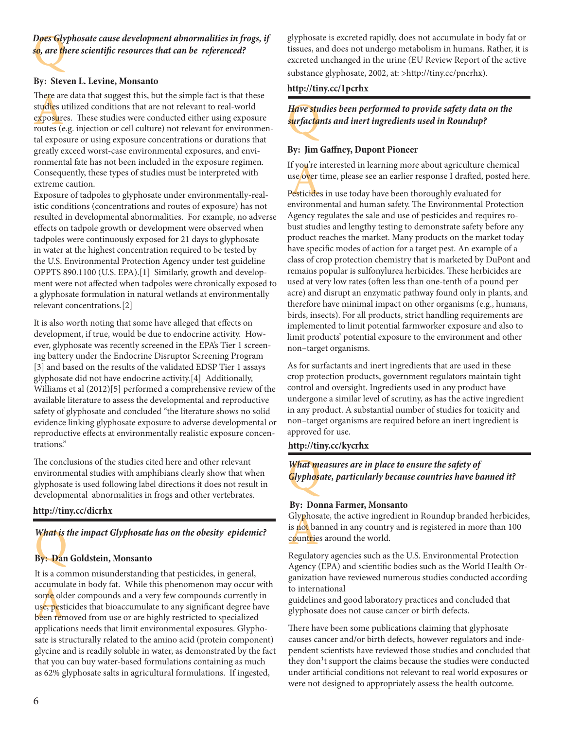***Does Glyphosate cause development abnormalities in frogs, if so, are there scientific resources that can be referenced?***

**By: Steven L. Levine, Monsanto**

There are data that suggest this, but the simple fact is that these studies utilized conditions that are not relevant to real-world exposures. These studies were conducted either using exposure routes (e.g. injection or cell culture) not relevant for environmental exposure or using exposure concentrations or durations that greatly exceed worst-case environmental exposures, and environmental fate has not been included in the exposure regimen. Consequently, these types of studies must be interpreted with extreme caution.

Exposure of tadpoles to glyphosate under environmentally-realistic conditions (concentrations and routes of exposure) has not resulted in developmental abnormalities. For example, no adverse effects on tadpole growth or development were observed when tadpoles were continuously exposed for 21 days to glyphosate in water at the highest concentration required to be tested by the U.S. Environmental Protection Agency under test guideline OPPTS 890.1100 (U.S. EPA).[1] Similarly, growth and development were not affected when tadpoles were chronically exposed to a glyphosate formulation in natural wetlands at environmentally relevant concentrations.[2]

It is also worth noting that some have alleged that effects on development, if true, would be due to endocrine activity. However, glyphosate was recently screened in the EPA's Tier 1 screening battery under the Endocrine Disruptor Screening Program [3] and based on the results of the validated EDSP Tier 1 assays glyphosate did not have endocrine activity.[4] Additionally, Williams et al (2012)[5] performed a comprehensive review of the available literature to assess the developmental and reproductive safety of glyphosate and concluded "the literature shows no solid evidence linking glyphosate exposure to adverse developmental or reproductive effects at environmentally realistic exposure concentrations."

The conclusions of the studies cited here and other relevant environmental studies with amphibians clearly show that when glyphosate is used following label directions it does not result in developmental abnormalities in frogs and other vertebrates.

**http://tiny.cc/dicrhx**

---

***What is the impact Glyphosate has on the obesity epidemic?***

**By: Dan Goldstein, Monsanto**

It is a common misunderstanding that pesticides, in general, accumulate in body fat. While this phenomenon may occur with some older compounds and a very few compounds currently in use, pesticides that bioaccumulate to any significant degree have been removed from use or are highly restricted to specialized applications needs that limit environmental exposures. Glyphosate is structurally related to the amino acid (protein component) glycine and is readily soluble in water, as demonstrated by the fact that you can buy water-based formulations containing as much as 62% glyphosate salts in agricultural formulations. If ingested, glyphosate is excreted rapidly, does not accumulate in body fat or tissues, and does not undergo metabolism in humans. Rather, it is excreted unchanged in the urine (EU Review Report of the active substance glyphosate, 2002, at: >http://tiny.cc/pncrhx).

**http://tiny.cc/1pcrhx**

---

***Have studies been performed to provide safety data on the surfactants and inert ingredients used in Roundup?***

**By: Jim Gaffney, Dupont Pioneer**

If you're interested in learning more about agriculture chemical use over time, please see an earlier response I drafted, posted here.

Pesticides in use today have been thoroughly evaluated for environmental and human safety. The Environmental Protection Agency regulates the sale and use of pesticides and requires robust studies and lengthy testing to demonstrate safety before any product reaches the market. Many products on the market today have specific modes of action for a target pest. An example of a class of crop protection chemistry that is marketed by DuPont and remains popular is sulfonylurea herbicides. These herbicides are used at very low rates (often less than one-tenth of a pound per acre) and disrupt an enzymatic pathway found only in plants, and therefore have minimal impact on other organisms (e.g., humans, birds, insects). For all products, strict handling requirements are implemented to limit potential farmworker exposure and also to limit products' potential exposure to the environment and other non–target organisms.

As for surfactants and inert ingredients that are used in these crop protection products, government regulators maintain tight control and oversight. Ingredients used in any product have undergone a similar level of scrutiny, as has the active ingredient in any product. A substantial number of studies for toxicity and non–target organisms are required before an inert ingredient is approved for use.

**http://tiny.cc/kycrhx**

---

***What measures are in place to ensure the safety of Glyphosate, particularly because countries have banned it?***

**By: Donna Farmer, Monsanto**

Glyphosate, the active ingredient in Roundup branded herbicides, is not banned in any country and is registered in more than 100 countries around the world.

Regulatory agencies such as the U.S. Environmental Protection Agency (EPA) and scientific bodies such as the World Health Organization have reviewed numerous studies conducted according to international guidelines and good laboratory practices and concluded that glyphosate does not cause cancer or birth defects.

There have been some publications claiming that glyphosate causes cancer and/or birth defects, however regulators and independent scientists have reviewed those studies and concluded that they don't support the claims because the studies were conducted under artificial conditions not relevant to real world exposures or were not designed to appropriately assess the health outcome.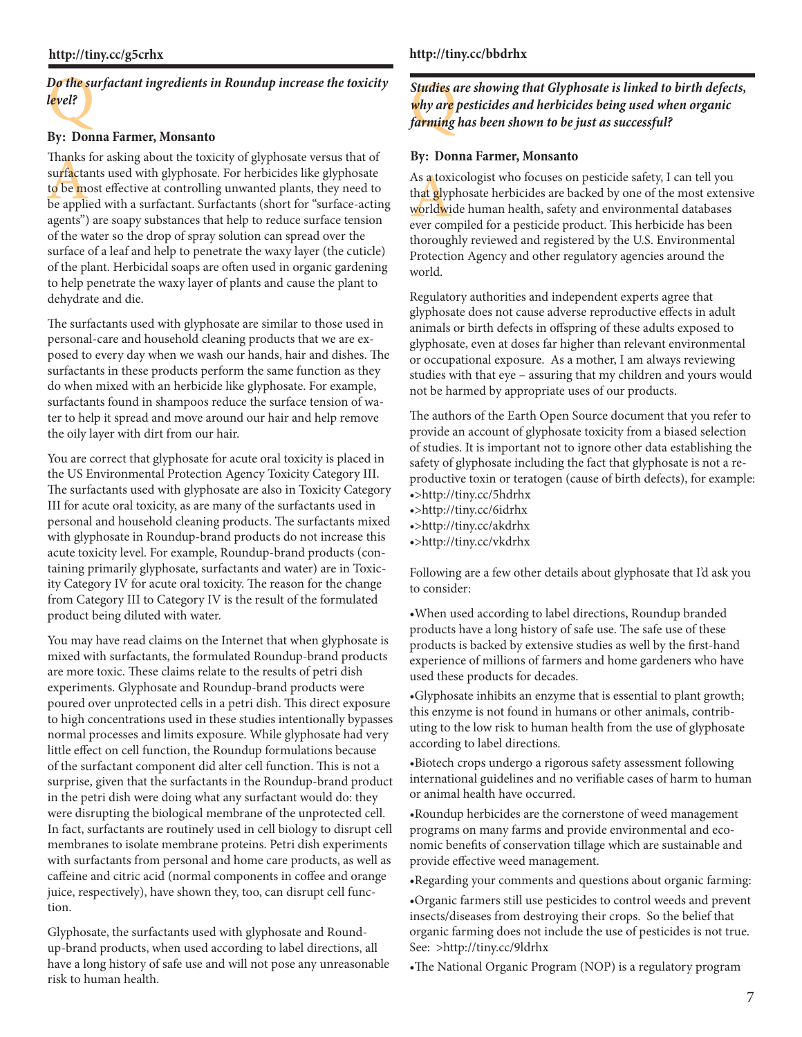**http://tiny.cc/g5crhx**

***Do the surfactant ingredients in Roundup increase the toxicity level?***

**By: Donna Farmer, Monsanto**

Thanks for asking about the toxicity of glyphosate versus that of surfactants used with glyphosate. For herbicides like glyphosate to be most effective at controlling unwanted plants, they need to be applied with a surfactant. Surfactants (short for "surface-acting agents") are soapy substances that help to reduce surface tension of the water so the drop of spray solution can spread over the surface of a leaf and help to penetrate the waxy layer (the cuticle) of the plant. Herbicidal soaps are often used in organic gardening to help penetrate the waxy layer of plants and cause the plant to dehydrate and die.

The surfactants used with glyphosate are similar to those used in personal-care and household cleaning products that we are exposed to every day when we wash our hands, hair and dishes. The surfactants in these products perform the same function as they do when mixed with an herbicide like glyphosate. For example, surfactants found in shampoos reduce the surface tension of water to help it spread and move around our hair and help remove the oily layer with dirt from our hair.

You are correct that glyphosate for acute oral toxicity is placed in the US Environmental Protection Agency Toxicity Category III. The surfactants used with glyphosate are also in Toxicity Category III for acute oral toxicity, as are many of the surfactants used in personal and household cleaning products. The surfactants mixed with glyphosate in Roundup-brand products do not increase this acute toxicity level. For example, Roundup-brand products (containing primarily glyphosate, surfactants and water) are in Toxicity Category IV for acute oral toxicity. The reason for the change from Category III to Category IV is the result of the formulated product being diluted with water.

You may have read claims on the Internet that when glyphosate is mixed with surfactants, the formulated Roundup-brand products are more toxic. These claims relate to the results of petri dish experiments. Glyphosate and Roundup-brand products were poured over unprotected cells in a petri dish. This direct exposure to high concentrations used in these studies intentionally bypasses normal processes and limits exposure. While glyphosate had very little effect on cell function, the Roundup formulations because of the surfactant component did alter cell function. This is not a surprise, given that the surfactants in the Roundup-brand product in the petri dish were doing what any surfactant would do: they were disrupting the biological membrane of the unprotected cell. In fact, surfactants are routinely used in cell biology to disrupt cell membranes to isolate membrane proteins. Petri dish experiments with surfactants from personal and home care products, as well as caffeine and citric acid (normal components in coffee and orange juice, respectively), have shown they, too, can disrupt cell function.

Glyphosate, the surfactants used with glyphosate and Roundup-brand products, when used according to label directions, all have a long history of safe use and will not pose any unreasonable risk to human health.

**http://tiny.cc/bbdrhx**

***Studies are showing that Glyphosate is linked to birth defects, why are pesticides and herbicides being used when organic farming has been shown to be just as successful?***

**By: Donna Farmer, Monsanto**

As a toxicologist who focuses on pesticide safety, I can tell you that glyphosate herbicides are backed by one of the most extensive worldwide human health, safety and environmental databases ever compiled for a pesticide product. This herbicide has been thoroughly reviewed and registered by the U.S. Environmental Protection Agency and other regulatory agencies around the world.

Regulatory authorities and independent experts agree that glyphosate does not cause adverse reproductive effects in adult animals or birth defects in offspring of these adults exposed to glyphosate, even at doses far higher than relevant environmental or occupational exposure. As a mother, I am always reviewing studies with that eye – assuring that my children and yours would not be harmed by appropriate uses of our products.

The authors of the Earth Open Source document that you refer to provide an account of glyphosate toxicity from a biased selection of studies. It is important not to ignore other data establishing the safety of glyphosate including the fact that glyphosate is not a reproductive toxin or teratogen (cause of birth defects), for example:

- >http://tiny.cc/5hdrhx
- >http://tiny.cc/6idrhx
- >http://tiny.cc/akdrhx
- >http://tiny.cc/vkdrhx

Following are a few other details about glyphosate that I'd ask you to consider:

- When used according to label directions, Roundup branded products have a long history of safe use. The safe use of these products is backed by extensive studies as well by the first-hand experience of millions of farmers and home gardeners who have used these products for decades.
- Glyphosate inhibits an enzyme that is essential to plant growth; this enzyme is not found in humans or other animals, contributing to the low risk to human health from the use of glyphosate according to label directions.
- Biotech crops undergo a rigorous safety assessment following international guidelines and no verifiable cases of harm to human or animal health have occurred.
- Roundup herbicides are the cornerstone of weed management programs on many farms and provide environmental and economic benefits of conservation tillage which are sustainable and provide effective weed management.
- Regarding your comments and questions about organic farming:
- Organic farmers still use pesticides to control weeds and prevent insects/diseases from destroying their crops. So the belief that organic farming does not include the use of pesticides is not true. See: >http://tiny.cc/9ldrhx
- The National Organic Program (NOP) is a regulatory program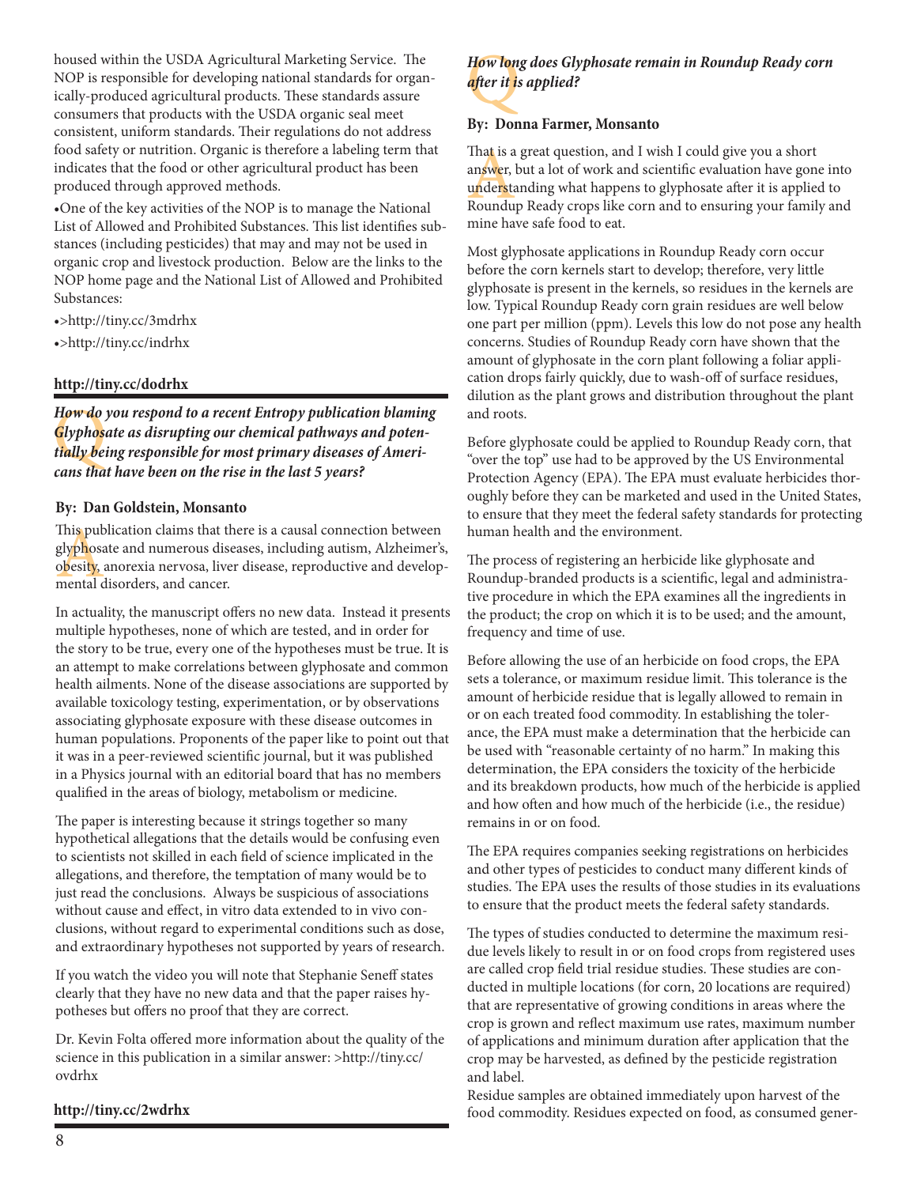housed within the USDA Agricultural Marketing Service. The NOP is responsible for developing national standards for organically-produced agricultural products. These standards assure consumers that products with the USDA organic seal meet consistent, uniform standards. Their regulations do not address food safety or nutrition. Organic is therefore a labeling term that indicates that the food or other agricultural product has been produced through approved methods.

- One of the key activities of the NOP is to manage the National List of Allowed and Prohibited Substances. This list identifies substances (including pesticides) that may and may not be used in organic crop and livestock production. Below are the links to the NOP home page and the National List of Allowed and Prohibited Substances:
- >http://tiny.cc/3mdrhx
- >http://tiny.cc/indrhx

**http://tiny.cc/dodrhx**

***How do you respond to a recent Entropy publication blaming Glyphosate as disrupting our chemical pathways and potentially being responsible for most primary diseases of Americans that have been on the rise in the last 5 years?***

**By: Dan Goldstein, Monsanto**

This publication claims that there is a causal connection between glyphosate and numerous diseases, including autism, Alzheimer's, obesity, anorexia nervosa, liver disease, reproductive and developmental disorders, and cancer.

In actuality, the manuscript offers no new data. Instead it presents multiple hypotheses, none of which are tested, and in order for the story to be true, every one of the hypotheses must be true. It is an attempt to make correlations between glyphosate and common health ailments. None of the disease associations are supported by available toxicology testing, experimentation, or by observations associating glyphosate exposure with these disease outcomes in human populations. Proponents of the paper like to point out that it was in a peer-reviewed scientific journal, but it was published in a Physics journal with an editorial board that has no members qualified in the areas of biology, metabolism or medicine.

The paper is interesting because it strings together so many hypothetical allegations that the details would be confusing even to scientists not skilled in each field of science implicated in the allegations, and therefore, the temptation of many would be to just read the conclusions. Always be suspicious of associations without cause and effect, in vitro data extended to in vivo conclusions, without regard to experimental conditions such as dose, and extraordinary hypotheses not supported by years of research.

If you watch the video you will note that Stephanie Seneff states clearly that they have no new data and that the paper raises hypotheses but offers no proof that they are correct.

Dr. Kevin Folta offered more information about the quality of the science in this publication in a similar answer: >http://tiny.cc/ovdrhx

**http://tiny.cc/2wdrhx**

***How long does Glyphosate remain in Roundup Ready corn after it is applied?***

**By: Donna Farmer, Monsanto**

That is a great question, and I wish I could give you a short answer, but a lot of work and scientific evaluation have gone into understanding what happens to glyphosate after it is applied to Roundup Ready crops like corn and to ensuring your family and mine have safe food to eat.

Most glyphosate applications in Roundup Ready corn occur before the corn kernels start to develop; therefore, very little glyphosate is present in the kernels, so residues in the kernels are low. Typical Roundup Ready corn grain residues are well below one part per million (ppm). Levels this low do not pose any health concerns. Studies of Roundup Ready corn have shown that the amount of glyphosate in the corn plant following a foliar application drops fairly quickly, due to wash-off of surface residues, dilution as the plant grows and distribution throughout the plant and roots.

Before glyphosate could be applied to Roundup Ready corn, that "over the top" use had to be approved by the US Environmental Protection Agency (EPA). The EPA must evaluate herbicides thoroughly before they can be marketed and used in the United States, to ensure that they meet the federal safety standards for protecting human health and the environment.

The process of registering an herbicide like glyphosate and Roundup-branded products is a scientific, legal and administrative procedure in which the EPA examines all the ingredients in the product; the crop on which it is to be used; and the amount, frequency and time of use.

Before allowing the use of an herbicide on food crops, the EPA sets a tolerance, or maximum residue limit. This tolerance is the amount of herbicide residue that is legally allowed to remain in or on each treated food commodity. In establishing the tolerance, the EPA must make a determination that the herbicide can be used with "reasonable certainty of no harm." In making this determination, the EPA considers the toxicity of the herbicide and its breakdown products, how much of the herbicide is applied and how often and how much of the herbicide (i.e., the residue) remains in or on food.

The EPA requires companies seeking registrations on herbicides and other types of pesticides to conduct many different kinds of studies. The EPA uses the results of those studies in its evaluations to ensure that the product meets the federal safety standards.

The types of studies conducted to determine the maximum residue levels likely to result in or on food crops from registered uses are called crop field trial residue studies. These studies are conducted in multiple locations (for corn, 20 locations are required) that are representative of growing conditions in areas where the crop is grown and reflect maximum use rates, maximum number of applications and minimum duration after application that the crop may be harvested, as defined by the pesticide registration and label.

Residue samples are obtained immediately upon harvest of the food commodity. Residues expected on food, as consumed gener-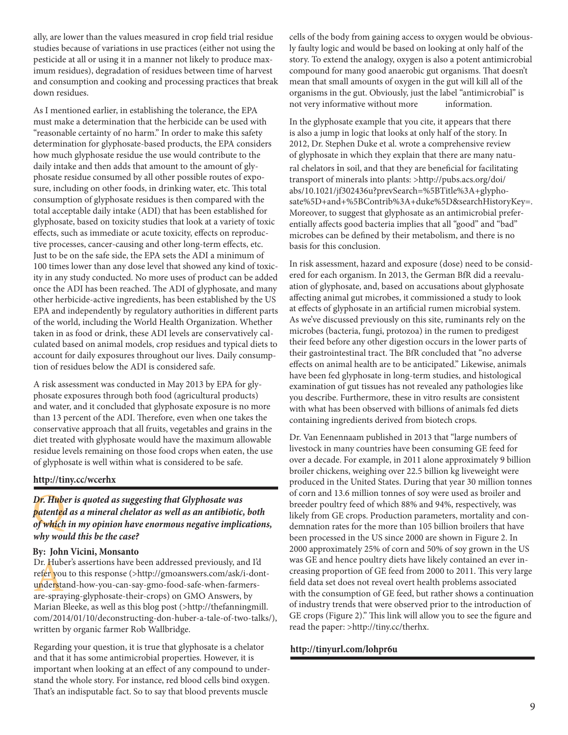ally, are lower than the values measured in crop field trial residue studies because of variations in use practices (either not using the pesticide at all or using it in a manner not likely to produce maximum residues), degradation of residues between time of harvest and consumption and cooking and processing practices that break down residues.

As I mentioned earlier, in establishing the tolerance, the EPA must make a determination that the herbicide can be used with "reasonable certainty of no harm." In order to make this safety determination for glyphosate-based products, the EPA considers how much glyphosate residue the use would contribute to the daily intake and then adds that amount to the amount of glyphosate residue consumed by all other possible routes of exposure, including on other foods, in drinking water, etc. This total consumption of glyphosate residues is then compared with the total acceptable daily intake (ADI) that has been established for glyphosate, based on toxicity studies that look at a variety of toxic effects, such as immediate or acute toxicity, effects on reproductive processes, cancer-causing and other long-term effects, etc. Just to be on the safe side, the EPA sets the ADI a minimum of 100 times lower than any dose level that showed any kind of toxicity in any study conducted. No more uses of product can be added once the ADI has been reached. The ADI of glyphosate, and many other herbicide-active ingredients, has been established by the US EPA and independently by regulatory authorities in different parts of the world, including the World Health Organization. Whether taken in as food or drink, these ADI levels are conservatively calculated based on animal models, crop residues and typical diets to account for daily exposures throughout our lives. Daily consumption of residues below the ADI is considered safe.

A risk assessment was conducted in May 2013 by EPA for glyphosate exposures through both food (agricultural products) and water, and it concluded that glyphosate exposure is no more than 13 percent of the ADI. Therefore, even when one takes the conservative approach that all fruits, vegetables and grains in the diet treated with glyphosate would have the maximum allowable residue levels remaining on those food crops when eaten, the use of glyphosate is well within what is considered to be safe.

**http://tiny.cc/wcerhx**

***Q: Dr. Huber is quoted as suggesting that Glyphosate was patented as a mineral chelator as well as an antibiotic, both of which in my opinion have enormous negative implications, why would this be the case?***

**By: John Vicini, Monsanto**

A: Dr. Huber's assertions have been addressed previously, and I'd refer you to this response (>http://gmoanswers.com/ask/i-dont-understand-how-you-can-say-gmo-food-safe-when-farmers-are-spraying-glyphosate-their-crops) on GMO Answers, by Marian Bleeke, as well as this blog post (>http://thefanningmill.com/2014/01/10/deconstructing-don-huber-a-tale-of-two-talks/), written by organic farmer Rob Wallbridge.

Regarding your question, it is true that glyphosate is a chelator and that it has some antimicrobial properties. However, it is important when looking at an effect of any compound to understand the whole story. For instance, red blood cells bind oxygen. That's an indisputable fact. So to say that blood prevents muscle cells of the body from gaining access to oxygen would be obviously faulty logic and would be based on looking at only half of the story. To extend the analogy, oxygen is also a potent antimicrobial compound for many good anaerobic gut organisms. That doesn't mean that small amounts of oxygen in the gut will kill all of the organisms in the gut. Obviously, just the label "antimicrobial" is not very informative without more information.

In the glyphosate example that you cite, it appears that there is also a jump in logic that looks at only half of the story. In 2012, Dr. Stephen Duke et al. wrote a comprehensive review of glyphosate in which they explain that there are many natural chelators in soil, and that they are beneficial for facilitating transport of minerals into plants: >http://pubs.acs.org/doi/abs/10.1021/jf302436u?prevSearch=%5BTitle%3A+glyphosate%5D+and+%5BContrib%3A+duke%5D&searchHistoryKey=. Moreover, to suggest that glyphosate as an antimicrobial preferentially affects good bacteria implies that all "good" and "bad" microbes can be defined by their metabolism, and there is no basis for this conclusion.

In risk assessment, hazard and exposure (dose) need to be considered for each organism. In 2013, the German BfR did a reevaluation of glyphosate, and, based on accusations about glyphosate affecting animal gut microbes, it commissioned a study to look at effects of glyphosate in an artificial rumen microbial system. As we've discussed previously on this site, ruminants rely on the microbes (bacteria, fungi, protozoa) in the rumen to predigest their feed before any other digestion occurs in the lower parts of their gastrointestinal tract. The BfR concluded that "no adverse effects on animal health are to be anticipated." Likewise, animals have been fed glyphosate in long-term studies, and histological examination of gut tissues has not revealed any pathologies like you describe. Furthermore, these in vitro results are consistent with what has been observed with billions of animals fed diets containing ingredients derived from biotech crops.

Dr. Van Eenennaam published in 2013 that "large numbers of livestock in many countries have been consuming GE feed for over a decade. For example, in 2011 alone approximately 9 billion broiler chickens, weighing over 22.5 billion kg liveweight were produced in the United States. During that year 30 million tonnes of corn and 13.6 million tonnes of soy were used as broiler and breeder poultry feed of which 88% and 94%, respectively, was likely from GE crops. Production parameters, mortality and condemnation rates for the more than 105 billion broilers that have been processed in the US since 2000 are shown in Figure 2. In 2000 approximately 25% of corn and 50% of soy grown in the US was GE and hence poultry diets have likely contained an ever increasing proportion of GE feed from 2000 to 2011. This very large field data set does not reveal overt health problems associated with the consumption of GE feed, but rather shows a continuation of industry trends that were observed prior to the introduction of GE crops (Figure 2)." This link will allow you to see the figure and read the paper: >http://tiny.cc/therhx.

**http://tinyurl.com/lohpr6u**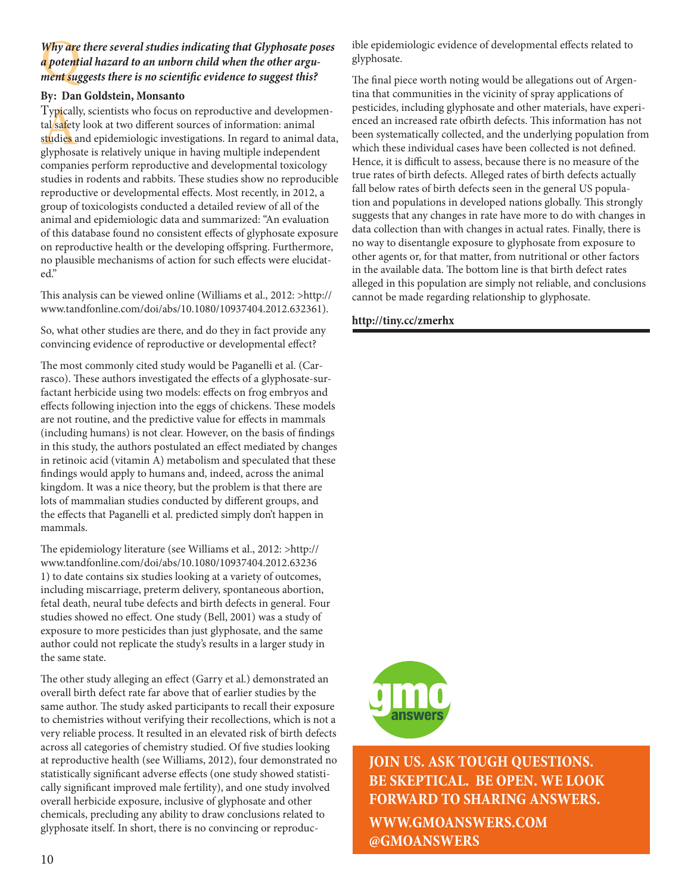***Why are there several studies indicating that Glyphosate poses a potential hazard to an unborn child when the other argument suggests there is no scientific evidence to suggest this?***

**By: Dan Goldstein, Monsanto**

Typically, scientists who focus on reproductive and developmental safety look at two different sources of information: animal studies and epidemiologic investigations. In regard to animal data, glyphosate is relatively unique in having multiple independent companies perform reproductive and developmental toxicology studies in rodents and rabbits. These studies show no reproducible reproductive or developmental effects. Most recently, in 2012, a group of toxicologists conducted a detailed review of all of the animal and epidemiologic data and summarized: "An evaluation of this database found no consistent effects of glyphosate exposure on reproductive health or the developing offspring. Furthermore, no plausible mechanisms of action for such effects were elucidated."

This analysis can be viewed online (Williams et al., 2012: >http://www.tandfonline.com/doi/abs/10.1080/10937404.2012.632361).

So, what other studies are there, and do they in fact provide any convincing evidence of reproductive or developmental effect?

The most commonly cited study would be Paganelli et al. (Carrasco). These authors investigated the effects of a glyphosate-surfactant herbicide using two models: effects on frog embryos and effects following injection into the eggs of chickens. These models are not routine, and the predictive value for effects in mammals (including humans) is not clear. However, on the basis of findings in this study, the authors postulated an effect mediated by changes in retinoic acid (vitamin A) metabolism and speculated that these findings would apply to humans and, indeed, across the animal kingdom. It was a nice theory, but the problem is that there are lots of mammalian studies conducted by different groups, and the effects that Paganelli et al. predicted simply don't happen in mammals.

The epidemiology literature (see Williams et al., 2012: >http://www.tandfonline.com/doi/abs/10.1080/10937404.2012.632361) to date contains six studies looking at a variety of outcomes, including miscarriage, preterm delivery, spontaneous abortion, fetal death, neural tube defects and birth defects in general. Four studies showed no effect. One study (Bell, 2001) was a study of exposure to more pesticides than just glyphosate, and the same author could not replicate the study's results in a larger study in the same state.

The other study alleging an effect (Garry et al.) demonstrated an overall birth defect rate far above that of earlier studies by the same author. The study asked participants to recall their exposure to chemistries without verifying their recollections, which is not a very reliable process. It resulted in an elevated risk of birth defects across all categories of chemistry studied. Of five studies looking at reproductive health (see Williams, 2012), four demonstrated no statistically significant adverse effects (one study showed statistically significant improved male fertility), and one study involved overall herbicide exposure, inclusive of glyphosate and other chemicals, precluding any ability to draw conclusions related to glyphosate itself. In short, there is no convincing or reproducible epidemiologic evidence of developmental effects related to glyphosate.

The final piece worth noting would be allegations out of Argentina that communities in the vicinity of spray applications of pesticides, including glyphosate and other materials, have experienced an increased rate ofbirth defects. This information has not been systematically collected, and the underlying population from which these individual cases have been collected is not defined. Hence, it is difficult to assess, because there is no measure of the true rates of birth defects. Alleged rates of birth defects actually fall below rates of birth defects seen in the general US population and populations in developed nations globally. This strongly suggests that any changes in rate have more to do with changes in data collection than with changes in actual rates. Finally, there is no way to disentangle exposure to glyphosate from exposure to other agents or, for that matter, from nutritional or other factors in the available data. The bottom line is that birth defect rates alleged in this population are simply not reliable, and conclusions cannot be made regarding relationship to glyphosate.

**http://tiny.cc/zmerhx**

gmo answers

**JOIN US. ASK TOUGH QUESTIONS. BE SKEPTICAL. BE OPEN. WE LOOK FORWARD TO SHARING ANSWERS.**

**WWW.GMOANSWERS.COM**
**@GMOANSWERS**